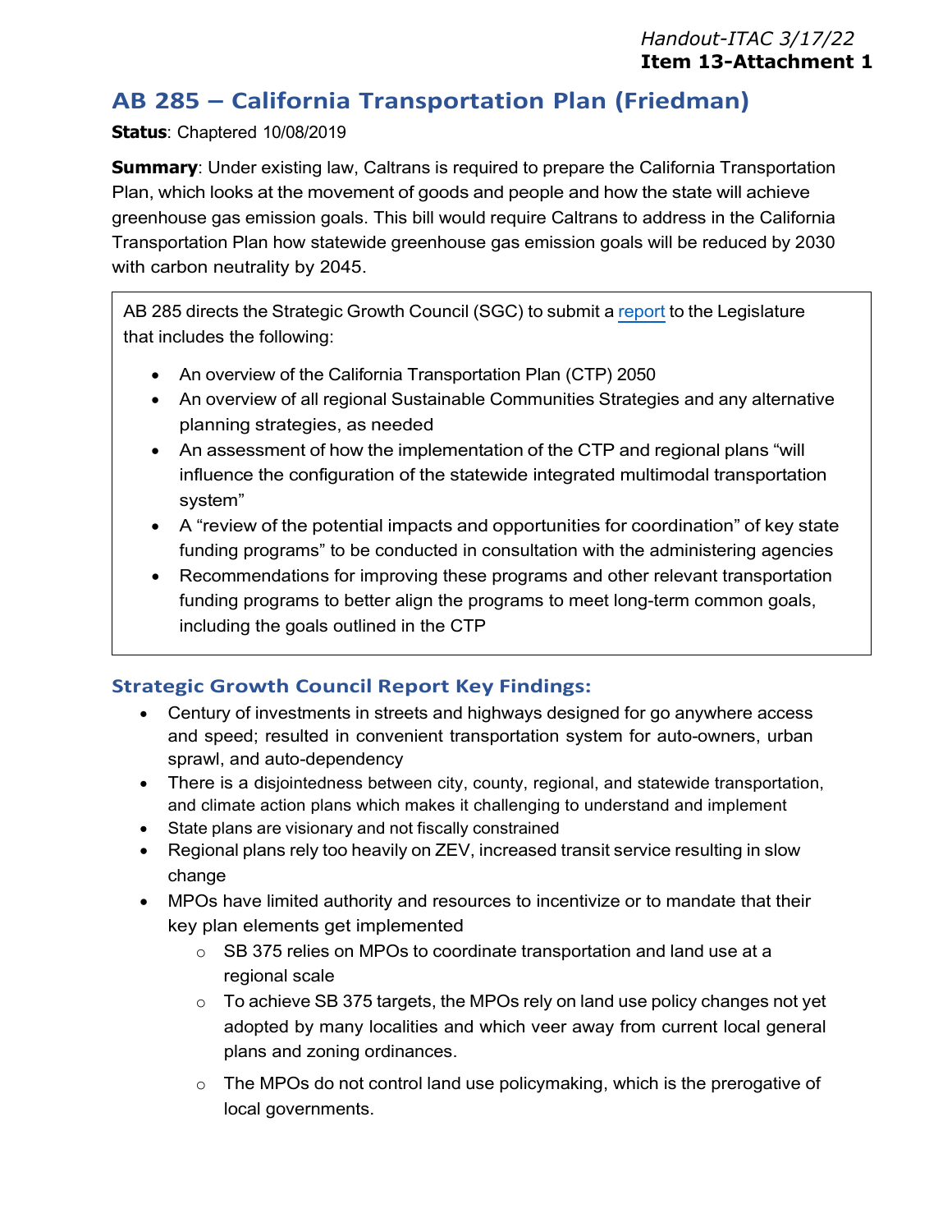*Handout-ITAC 3/17/22*
**Item 13-Attachment 1**

# AB 285 – California Transportation Plan (Friedman)

**Status**: Chaptered 10/08/2019

**Summary**: Under existing law, Caltrans is required to prepare the California Transportation Plan, which looks at the movement of goods and people and how the state will achieve greenhouse gas emission goals. This bill would require Caltrans to address in the California Transportation Plan how statewide greenhouse gas emission goals will be reduced by 2030 with carbon neutrality by 2045.

AB 285 directs the Strategic Growth Council (SGC) to submit a report to the Legislature that includes the following:

- An overview of the California Transportation Plan (CTP) 2050
- An overview of all regional Sustainable Communities Strategies and any alternative planning strategies, as needed
- An assessment of how the implementation of the CTP and regional plans "will influence the configuration of the statewide integrated multimodal transportation system"
- A "review of the potential impacts and opportunities for coordination" of key state funding programs" to be conducted in consultation with the administering agencies
- Recommendations for improving these programs and other relevant transportation funding programs to better align the programs to meet long-term common goals, including the goals outlined in the CTP

## Strategic Growth Council Report Key Findings:

- Century of investments in streets and highways designed for go anywhere access and speed; resulted in convenient transportation system for auto-owners, urban sprawl, and auto-dependency
- There is a disjointedness between city, county, regional, and statewide transportation, and climate action plans which makes it challenging to understand and implement
- State plans are visionary and not fiscally constrained
- Regional plans rely too heavily on ZEV, increased transit service resulting in slow change
- MPOs have limited authority and resources to incentivize or to mandate that their key plan elements get implemented
  - SB 375 relies on MPOs to coordinate transportation and land use at a regional scale
  - To achieve SB 375 targets, the MPOs rely on land use policy changes not yet adopted by many localities and which veer away from current local general plans and zoning ordinances.
  - The MPOs do not control land use policymaking, which is the prerogative of local governments.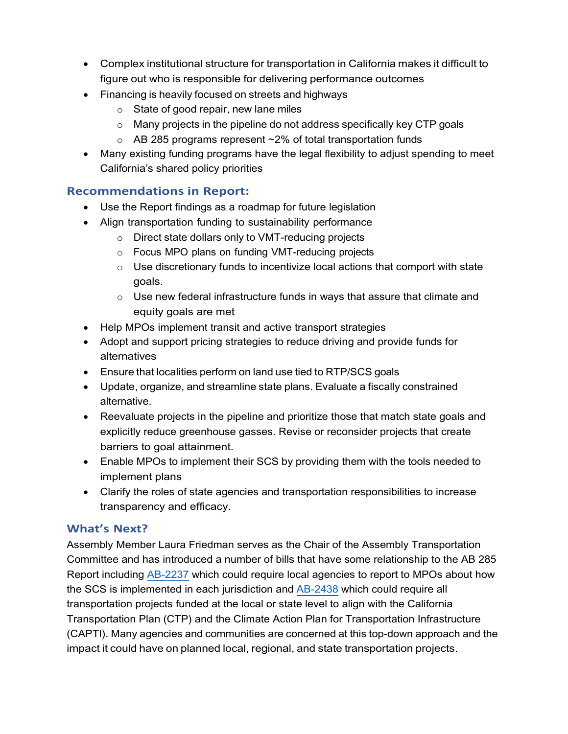- Complex institutional structure for transportation in California makes it difficult to figure out who is responsible for delivering performance outcomes
- Financing is heavily focused on streets and highways
  - State of good repair, new lane miles
  - Many projects in the pipeline do not address specifically key CTP goals
  - AB 285 programs represent ~2% of total transportation funds
- Many existing funding programs have the legal flexibility to adjust spending to meet California's shared policy priorities

## Recommendations in Report:

- Use the Report findings as a roadmap for future legislation
- Align transportation funding to sustainability performance
  - Direct state dollars only to VMT-reducing projects
  - Focus MPO plans on funding VMT-reducing projects
  - Use discretionary funds to incentivize local actions that comport with state goals.
  - Use new federal infrastructure funds in ways that assure that climate and equity goals are met
- Help MPOs implement transit and active transport strategies
- Adopt and support pricing strategies to reduce driving and provide funds for alternatives
- Ensure that localities perform on land use tied to RTP/SCS goals
- Update, organize, and streamline state plans. Evaluate a fiscally constrained alternative.
- Reevaluate projects in the pipeline and prioritize those that match state goals and explicitly reduce greenhouse gasses. Revise or reconsider projects that create barriers to goal attainment.
- Enable MPOs to implement their SCS by providing them with the tools needed to implement plans
- Clarify the roles of state agencies and transportation responsibilities to increase transparency and efficacy.

## What's Next?

Assembly Member Laura Friedman serves as the Chair of the Assembly Transportation Committee and has introduced a number of bills that have some relationship to the AB 285 Report including AB-2237 which could require local agencies to report to MPOs about how the SCS is implemented in each jurisdiction and AB-2438 which could require all transportation projects funded at the local or state level to align with the California Transportation Plan (CTP) and the Climate Action Plan for Transportation Infrastructure (CAPTI). Many agencies and communities are concerned at this top-down approach and the impact it could have on planned local, regional, and state transportation projects.